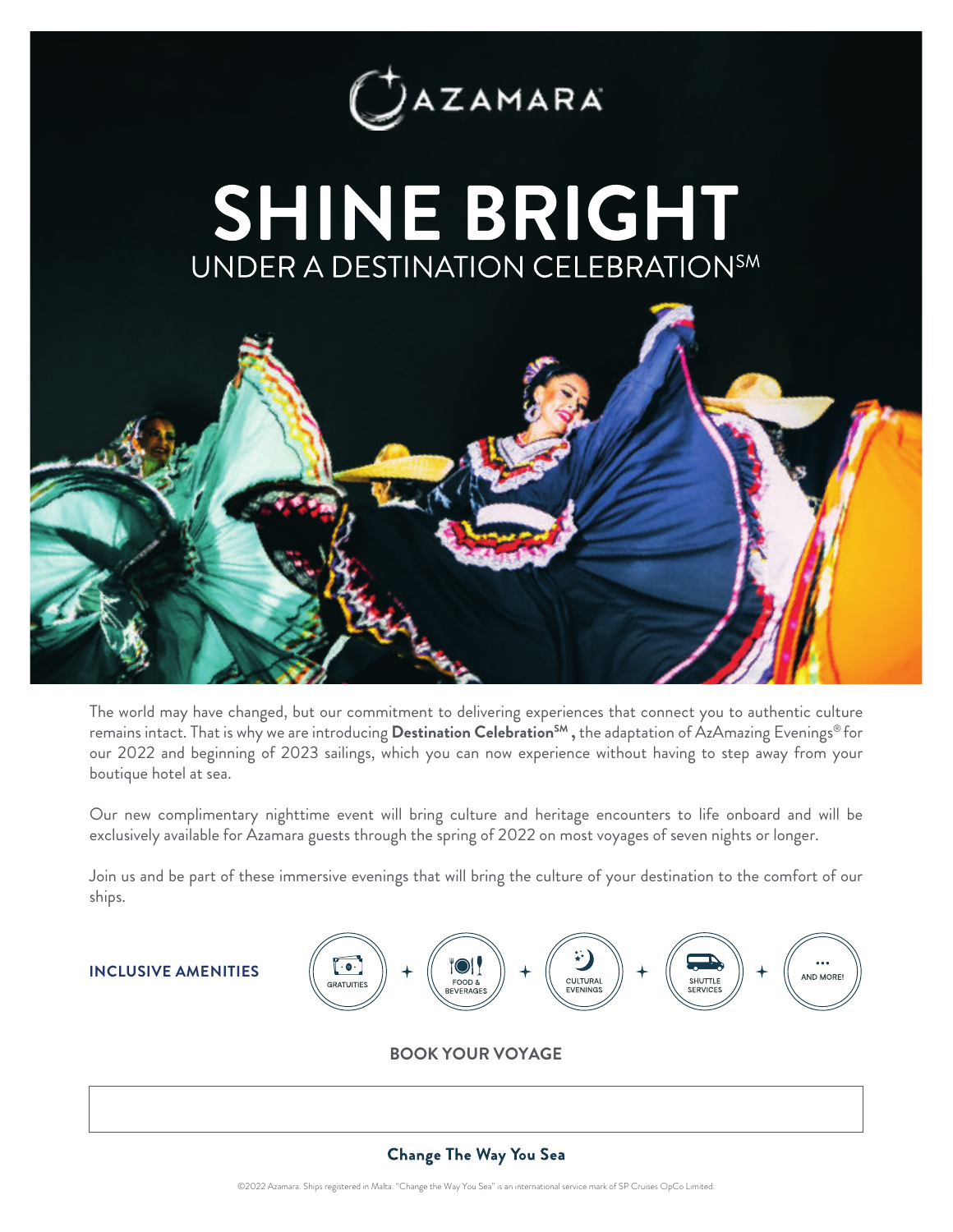AZAMARA

# SHINE BRIGHT

## UNDER A DESTINATION CELEBRATION℠

The world may have changed, but our commitment to delivering experiences that connect you to authentic culture remains intact. That is why we are introducing **Destination Celebration℠ ,** the adaptation of AzAmazing Evenings® for our 2022 and beginning of 2023 sailings, which you can now experience without having to step away from your boutique hotel at sea.

Our new complimentary nighttime event will bring culture and heritage encounters to life onboard and will be exclusively available for Azamara guests through the spring of 2022 on most voyages of seven nights or longer.

Join us and be part of these immersive evenings that will bring the culture of your destination to the comfort of our ships.

**INCLUSIVE AMENITIES**

GRATUITIES + FOOD & BEVERAGES + CULTURAL EVENINGS + SHUTTLE SERVICES + AND MORE!

**BOOK YOUR VOYAGE**

**Change The Way You Sea**

©2022 Azamara. Ships registered in Malta. "Change the Way You Sea" is an international service mark of SP Cruises OpCo Limited.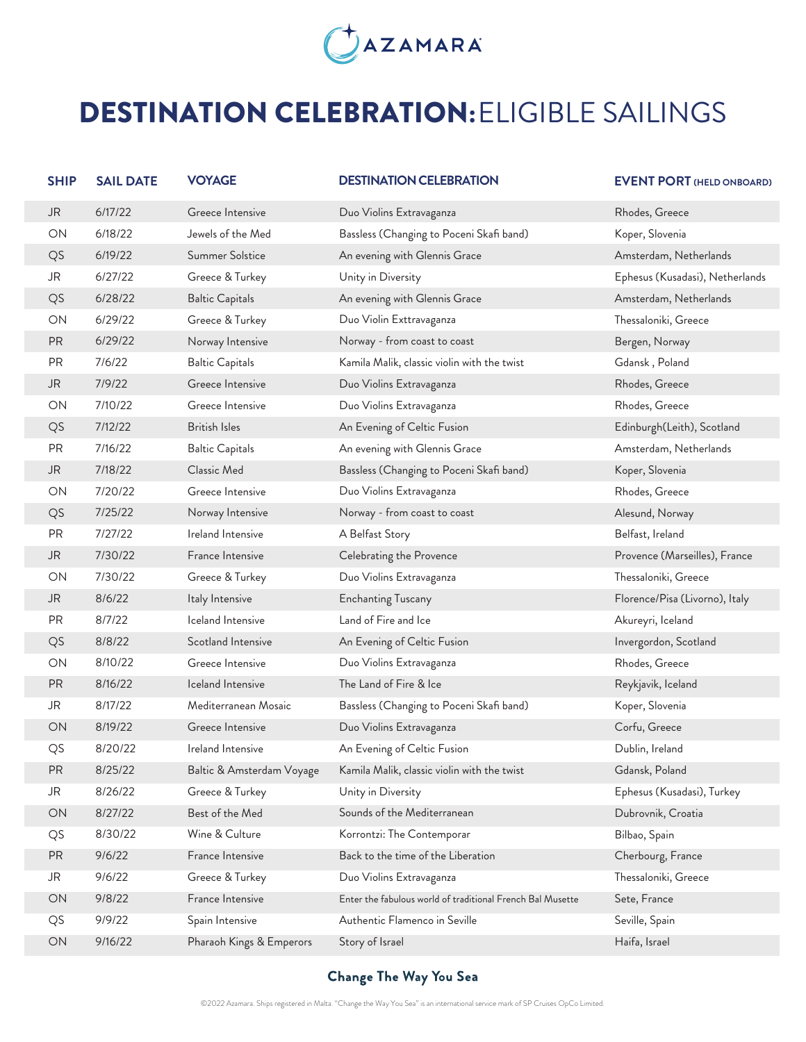AZAMARA

# DESTINATION CELEBRATION: ELIGIBLE SAILINGS

| SHIP | SAIL DATE | VOYAGE | DESTINATION CELEBRATION | EVENT PORT (HELD ONBOARD) |
|---|---|---|---|---|
| JR | 6/17/22 | Greece Intensive | Duo Violins Extravaganza | Rhodes, Greece |
| ON | 6/18/22 | Jewels of the Med | Bassless (Changing to Poceni Skafi band) | Koper, Slovenia |
| QS | 6/19/22 | Summer Solstice | An evening with Glennis Grace | Amsterdam, Netherlands |
| JR | 6/27/22 | Greece & Turkey | Unity in Diversity | Ephesus (Kusadasi), Netherlands |
| QS | 6/28/22 | Baltic Capitals | An evening with Glennis Grace | Amsterdam, Netherlands |
| ON | 6/29/22 | Greece & Turkey | Duo Violin Exttravaganza | Thessaloniki, Greece |
| PR | 6/29/22 | Norway Intensive | Norway - from coast to coast | Bergen, Norway |
| PR | 7/6/22 | Baltic Capitals | Kamila Malik, classic violin with the twist | Gdansk , Poland |
| JR | 7/9/22 | Greece Intensive | Duo Violins Extravaganza | Rhodes, Greece |
| ON | 7/10/22 | Greece Intensive | Duo Violins Extravaganza | Rhodes, Greece |
| QS | 7/12/22 | British Isles | An Evening of Celtic Fusion | Edinburgh(Leith), Scotland |
| PR | 7/16/22 | Baltic Capitals | An evening with Glennis Grace | Amsterdam, Netherlands |
| JR | 7/18/22 | Classic Med | Bassless (Changing to Poceni Skafi band) | Koper, Slovenia |
| ON | 7/20/22 | Greece Intensive | Duo Violins Extravaganza | Rhodes, Greece |
| QS | 7/25/22 | Norway Intensive | Norway - from coast to coast | Alesund, Norway |
| PR | 7/27/22 | Ireland Intensive | A Belfast Story | Belfast, Ireland |
| JR | 7/30/22 | France Intensive | Celebrating the Provence | Provence (Marseilles), France |
| ON | 7/30/22 | Greece & Turkey | Duo Violins Extravaganza | Thessaloniki, Greece |
| JR | 8/6/22 | Italy Intensive | Enchanting Tuscany | Florence/Pisa (Livorno), Italy |
| PR | 8/7/22 | Iceland Intensive | Land of Fire and Ice | Akureyri, Iceland |
| QS | 8/8/22 | Scotland Intensive | An Evening of Celtic Fusion | Invergordon, Scotland |
| ON | 8/10/22 | Greece Intensive | Duo Violins Extravaganza | Rhodes, Greece |
| PR | 8/16/22 | Iceland Intensive | The Land of Fire & Ice | Reykjavik, Iceland |
| JR | 8/17/22 | Mediterranean Mosaic | Bassless (Changing to Poceni Skafi band) | Koper, Slovenia |
| ON | 8/19/22 | Greece Intensive | Duo Violins Extravaganza | Corfu, Greece |
| QS | 8/20/22 | Ireland Intensive | An Evening of Celtic Fusion | Dublin, Ireland |
| PR | 8/25/22 | Baltic & Amsterdam Voyage | Kamila Malik, classic violin with the twist | Gdansk, Poland |
| JR | 8/26/22 | Greece & Turkey | Unity in Diversity | Ephesus (Kusadasi), Turkey |
| ON | 8/27/22 | Best of the Med | Sounds of the Mediterranean | Dubrovnik, Croatia |
| QS | 8/30/22 | Wine & Culture | Korrontzi: The Contemporar | Bilbao, Spain |
| PR | 9/6/22 | France Intensive | Back to the time of the Liberation | Cherbourg, France |
| JR | 9/6/22 | Greece & Turkey | Duo Violins Extravaganza | Thessaloniki, Greece |
| ON | 9/8/22 | France Intensive | Enter the fabulous world of traditional French Bal Musette | Sete, France |
| QS | 9/9/22 | Spain Intensive | Authentic Flamenco in Seville | Seville, Spain |
| ON | 9/16/22 | Pharaoh Kings & Emperors | Story of Israel | Haifa, Israel |

**Change The Way You Sea**

©2022 Azamara. Ships registered in Malta. "Change the Way You Sea" is an international service mark of SP Cruises OpCo Limited.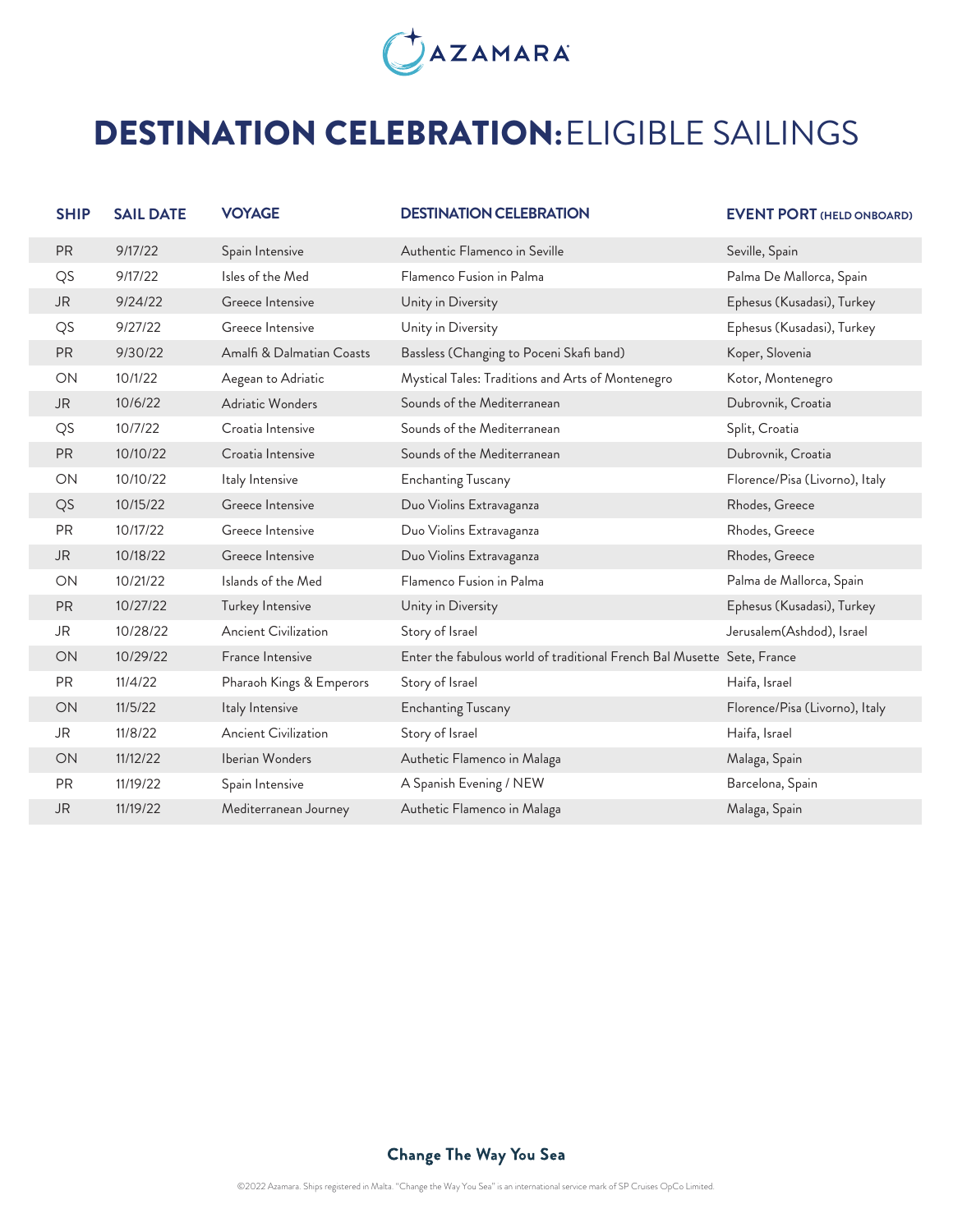# DESTINATION CELEBRATION: ELIGIBLE SAILINGS

| SHIP | SAIL DATE | VOYAGE | DESTINATION CELEBRATION | EVENT PORT (HELD ONBOARD) |
|---|---|---|---|---|
| PR | 9/17/22 | Spain Intensive | Authentic Flamenco in Seville | Seville, Spain |
| QS | 9/17/22 | Isles of the Med | Flamenco Fusion in Palma | Palma De Mallorca, Spain |
| JR | 9/24/22 | Greece Intensive | Unity in Diversity | Ephesus (Kusadasi), Turkey |
| QS | 9/27/22 | Greece Intensive | Unity in Diversity | Ephesus (Kusadasi), Turkey |
| PR | 9/30/22 | Amalfi & Dalmatian Coasts | Bassless (Changing to Poceni Skafi band) | Koper, Slovenia |
| ON | 10/1/22 | Aegean to Adriatic | Mystical Tales: Traditions and Arts of Montenegro | Kotor, Montenegro |
| JR | 10/6/22 | Adriatic Wonders | Sounds of the Mediterranean | Dubrovnik, Croatia |
| QS | 10/7/22 | Croatia Intensive | Sounds of the Mediterranean | Split, Croatia |
| PR | 10/10/22 | Croatia Intensive | Sounds of the Mediterranean | Dubrovnik, Croatia |
| ON | 10/10/22 | Italy Intensive | Enchanting Tuscany | Florence/Pisa (Livorno), Italy |
| QS | 10/15/22 | Greece Intensive | Duo Violins Extravaganza | Rhodes, Greece |
| PR | 10/17/22 | Greece Intensive | Duo Violins Extravaganza | Rhodes, Greece |
| JR | 10/18/22 | Greece Intensive | Duo Violins Extravaganza | Rhodes, Greece |
| ON | 10/21/22 | Islands of the Med | Flamenco Fusion in Palma | Palma de Mallorca, Spain |
| PR | 10/27/22 | Turkey Intensive | Unity in Diversity | Ephesus (Kusadasi), Turkey |
| JR | 10/28/22 | Ancient Civilization | Story of Israel | Jerusalem(Ashdod), Israel |
| ON | 10/29/22 | France Intensive | Enter the fabulous world of traditional French Bal Musette | Sete, France |
| PR | 11/4/22 | Pharaoh Kings & Emperors | Story of Israel | Haifa, Israel |
| ON | 11/5/22 | Italy Intensive | Enchanting Tuscany | Florence/Pisa (Livorno), Italy |
| JR | 11/8/22 | Ancient Civilization | Story of Israel | Haifa, Israel |
| ON | 11/12/22 | Iberian Wonders | Authetic Flamenco in Malaga | Malaga, Spain |
| PR | 11/19/22 | Spain Intensive | A Spanish Evening / NEW | Barcelona, Spain |
| JR | 11/19/22 | Mediterranean Journey | Authetic Flamenco in Malaga | Malaga, Spain |

**Change The Way You Sea**

©2022 Azamara. Ships registered in Malta. "Change the Way You Sea" is an international service mark of SP Cruises OpCo Limited.